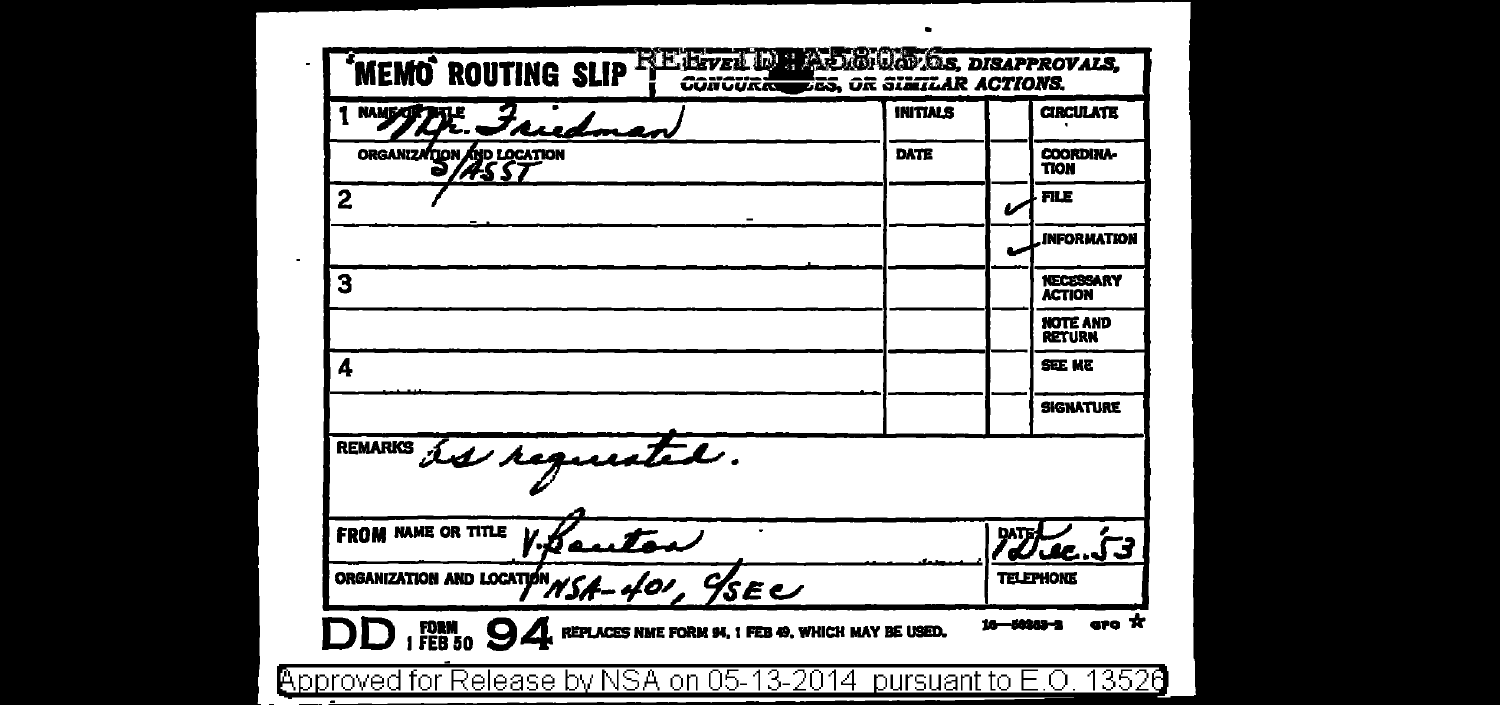**MEMO ROUTING SLIP** REF ID:A58086 ~~NEVER USE FOR APPROVALS, DISAPPROVALS, CONCURRENCES, OR SIMILAR ACTIONS.~~

| NAME OR TITLE / ORGANIZATION AND LOCATION | INITIALS / DATE | | |
|---|---|---|---|
| 1 NAME OR TITLE: Mr. Friedman | INITIALS | | CIRCULATE |
| ORGANIZATION AND LOCATION: S/ASST | DATE | | COORDINATION |
| 2 | | ✓ | FILE |
| | | ✓ | INFORMATION |
| 3 | | | NECESSARY ACTION |
| | | | NOTE AND RETURN |
| 4 | | | SEE ME |
| | | | SIGNATURE |

REMARKS As requested.

FROM NAME OR TITLE V. Benton — DATE 1 Dec. 53

ORGANIZATION AND LOCATION NSA-401, C/SEC — TELEPHONE

DD FORM 1 FEB 50 94 REPLACES NME FORM 94, 1 FEB 49, WHICH MAY BE USED. 16—58869-2 GPO

Approved for Release by NSA on 05-13-2014 pursuant to E.O. 13526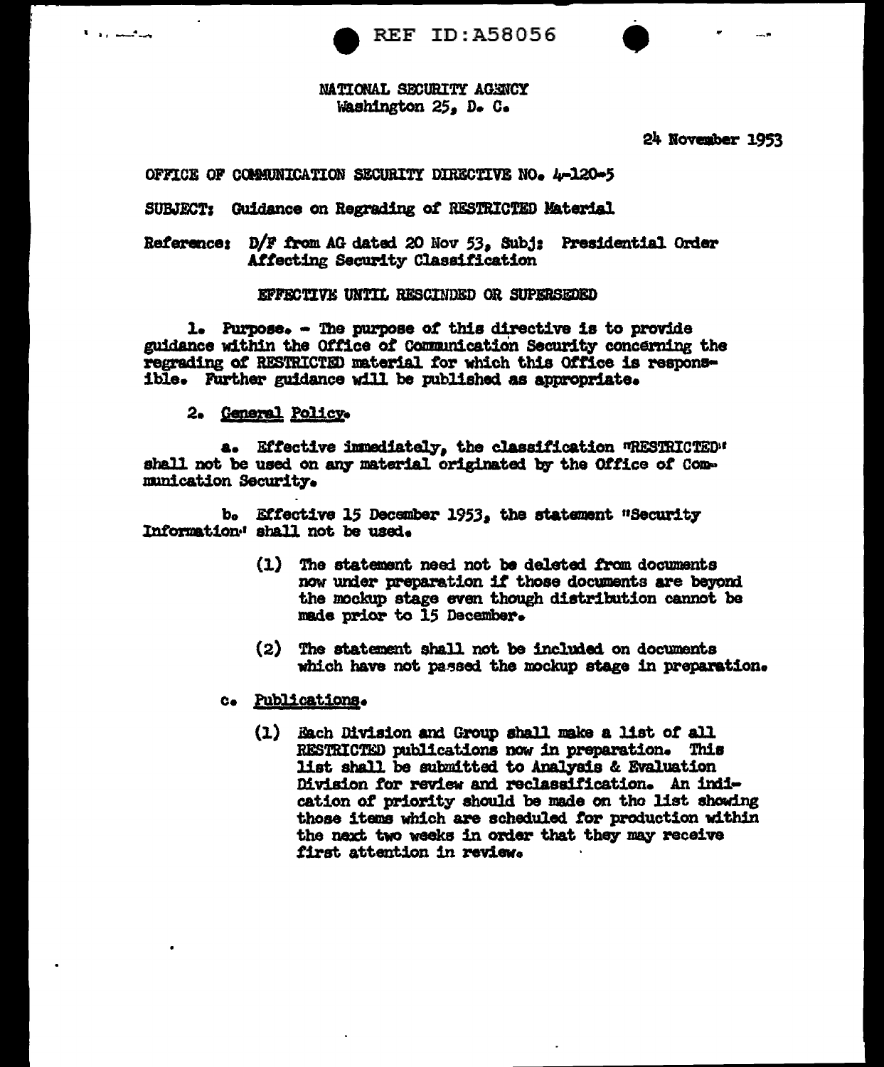REF ID:A58056

NATIONAL SECURITY AGENCY
Washington 25, D. C.

24 November 1953

OFFICE OF COMMUNICATION SECURITY DIRECTIVE NO. 4-120-5

SUBJECT: Guidance on Regrading of RESTRICTED Material

Reference: D/F from AG dated 20 Nov 53, Subj: Presidential Order Affecting Security Classification

EFFECTIVE UNTIL RESCINDED OR SUPERSEDED

1. Purpose. - The purpose of this directive is to provide guidance within the Office of Communication Security concerning the regrading of RESTRICTED material for which this Office is responsible. Further guidance will be published as appropriate.

2. General Policy.

a. Effective immediately, the classification "RESTRICTED" shall not be used on any material originated by the Office of Communication Security.

b. Effective 15 December 1953, the statement "Security Information" shall not be used.

(1) The statement need not be deleted from documents now under preparation if those documents are beyond the mockup stage even though distribution cannot be made prior to 15 December.

(2) The statement shall not be included on documents which have not passed the mockup stage in preparation.

c. Publications.

(1) Each Division and Group shall make a list of all RESTRICTED publications now in preparation. This list shall be submitted to Analysis & Evaluation Division for review and reclassification. An indication of priority should be made on the list showing those items which are scheduled for production within the next two weeks in order that they may receive first attention in review.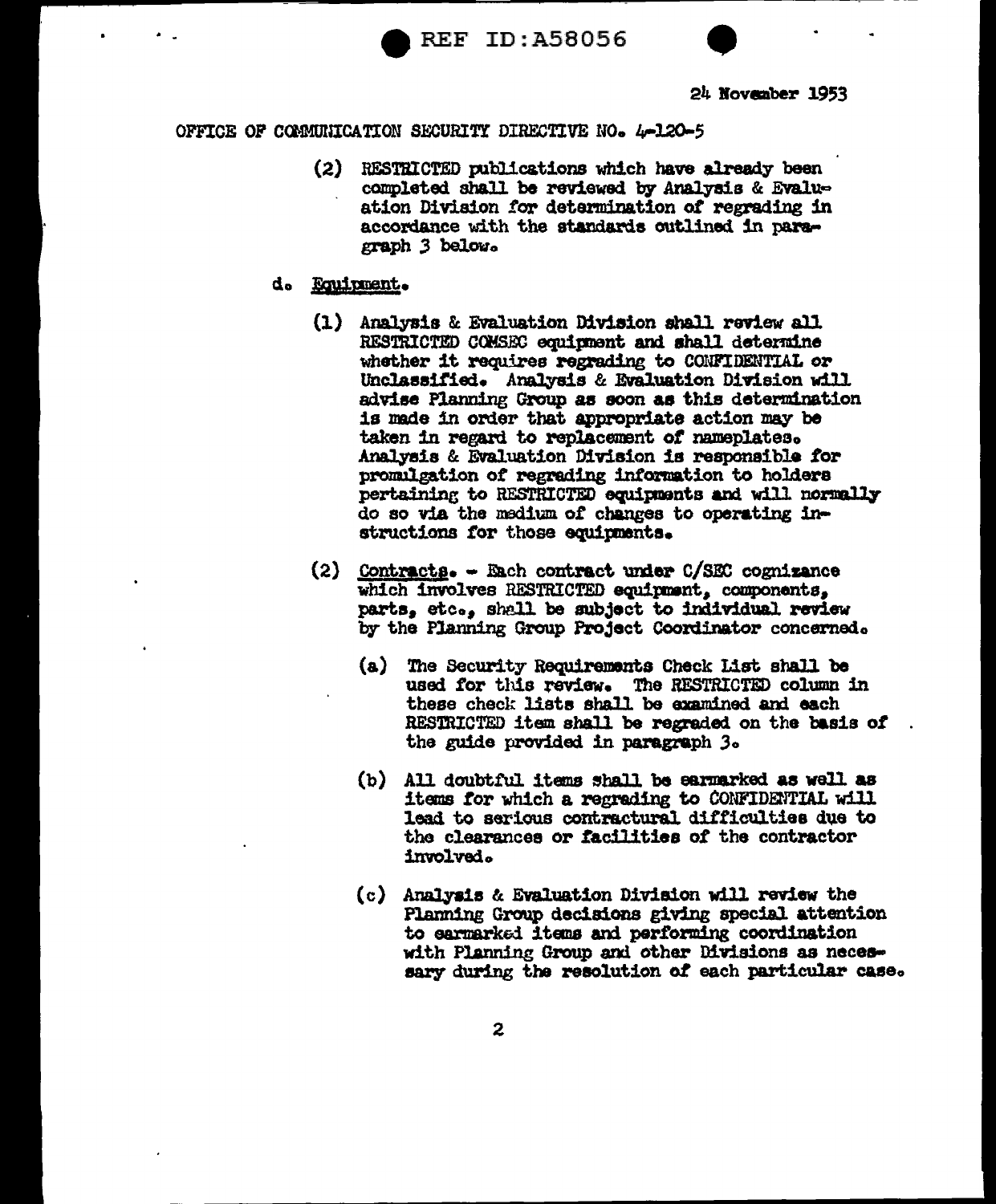24 November 1953

OFFICE OF COMMUNICATION SECURITY DIRECTIVE NO. 4-120-5

(2) RESTRICTED publications which have already been completed shall be reviewed by Analysis & Evaluation Division for determination of regrading in accordance with the standards outlined in paragraph 3 below.

d. Equipment.

(1) Analysis & Evaluation Division shall review all RESTRICTED COMSEC equipment and shall determine whether it requires regrading to CONFIDENTIAL or Unclassified. Analysis & Evaluation Division will advise Planning Group as soon as this determination is made in order that appropriate action may be taken in regard to replacement of nameplates. Analysis & Evaluation Division is responsible for promulgation of regrading information to holders pertaining to RESTRICTED equipments and will normally do so via the medium of changes to operating instructions for those equipments.

(2) Contracts. - Each contract under C/SEC cognizance which involves RESTRICTED equipment, components, parts, etc., shall be subject to individual review by the Planning Group Project Coordinator concerned.

(a) The Security Requirements Check List shall be used for this review. The RESTRICTED column in these check lists shall be examined and each RESTRICTED item shall be regraded on the basis of the guide provided in paragraph 3.

(b) All doubtful items shall be earmarked as well as items for which a regrading to CONFIDENTIAL will lead to serious contractual difficulties due to the clearances or facilities of the contractor involved.

(c) Analysis & Evaluation Division will review the Planning Group decisions giving special attention to earmarked items and performing coordination with Planning Group and other Divisions as necessary during the resolution of each particular case.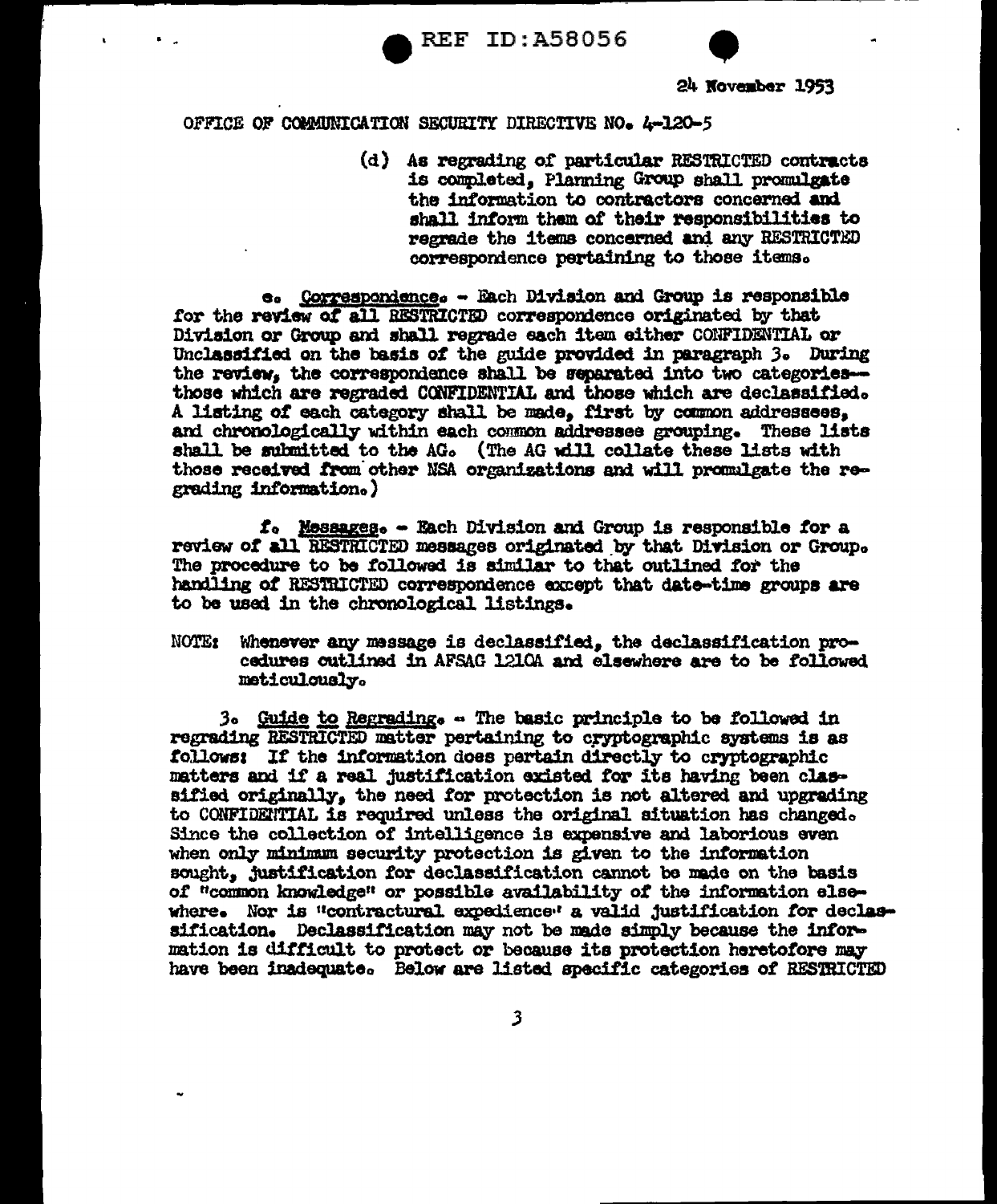24 November 1953

OFFICE OF COMMUNICATION SECURITY DIRECTIVE NO. 4-120-5

(d) As regrading of particular RESTRICTED contracts is completed, Planning Group shall promulgate the information to contractors concerned and shall inform them of their responsibilities to regrade the items concerned and any RESTRICTED correspondence pertaining to those items.

e. Correspondence. - Each Division and Group is responsible for the review of all RESTRICTED correspondence originated by that Division or Group and shall regrade each item either CONFIDENTIAL or Unclassified on the basis of the guide provided in paragraph 3. During the review, the correspondence shall be separated into two categories--those which are regraded CONFIDENTIAL and those which are declassified. A listing of each category shall be made, first by common addressees, and chronologically within each common addressee grouping. These lists shall be submitted to the AG. (The AG will collate these lists with those received from other NSA organizations and will promulgate the regrading information.)

f. Messages. - Each Division and Group is responsible for a review of all RESTRICTED messages originated by that Division or Group. The procedure to be followed is similar to that outlined for the handling of RESTRICTED correspondence except that date-time groups are to be used in the chronological listings.

NOTE: Whenever any message is declassified, the declassification procedures outlined in AFSAG 1210A and elsewhere are to be followed meticulously.

3. Guide to Regrading. - The basic principle to be followed in regrading RESTRICTED matter pertaining to cryptographic systems is as follows: If the information does pertain directly to cryptographic matters and if a real justification existed for its having been classified originally, the need for protection is not altered and upgrading to CONFIDENTIAL is required unless the original situation has changed. Since the collection of intelligence is expensive and laborious even when only minimum security protection is given to the information sought, justification for declassification cannot be made on the basis of "common knowledge" or possible availability of the information elsewhere. Nor is "contractural expedience" a valid justification for declassification. Declassification may not be made simply because the information is difficult to protect or because its protection heretofore may have been inadequate. Below are listed specific categories of RESTRICTED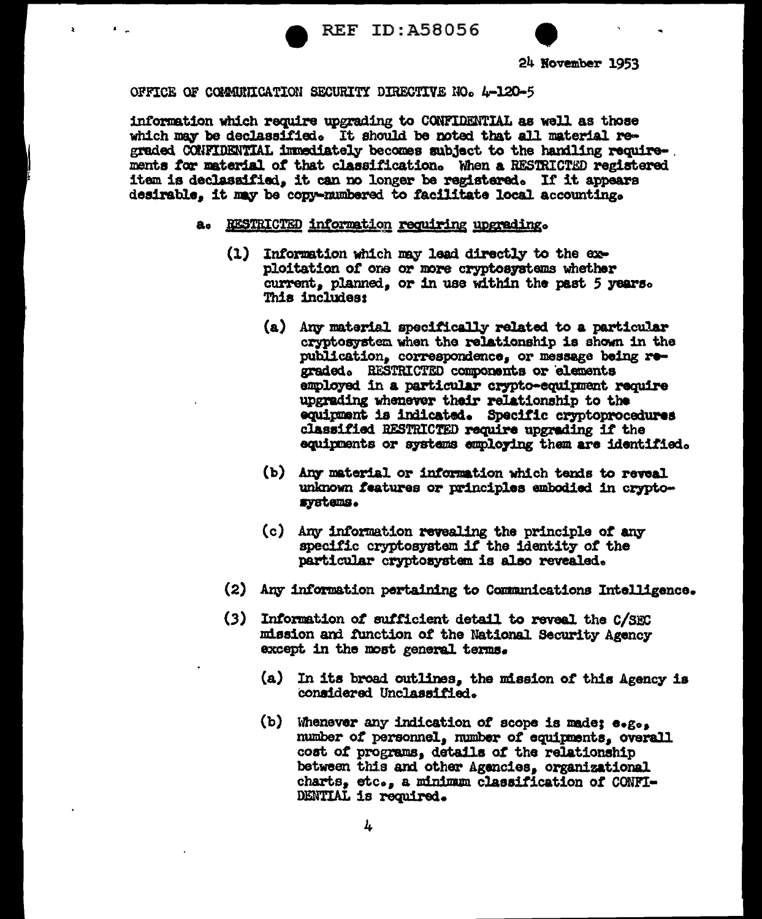OFFICE OF COMMUNICATION SECURITY DIRECTIVE NO. 4-120-5

information which require upgrading to CONFIDENTIAL as well as those which may be declassified. It should be noted that all material regraded CONFIDENTIAL immediately becomes subject to the handling requirements for material of that classification. When a RESTRICTED registered item is declassified, it can no longer be registered. If it appears desirable, it may be copy-numbered to facilitate local accounting.

a. RESTRICTED information requiring upgrading.

(1) Information which may lead directly to the exploitation of one or more cryptosystems whether current, planned, or in use within the past 5 years. This includes:

(a) Any material specifically related to a particular cryptosystem when the relationship is shown in the publication, correspondence, or message being regraded. RESTRICTED components or elements employed in a particular crypto-equipment require upgrading whenever their relationship to the equipment is indicated. Specific cryptoprocedures classified RESTRICTED require upgrading if the equipments or systems employing them are identified.

(b) Any material or information which tends to reveal unknown features or principles embodied in cryptosystems.

(c) Any information revealing the principle of any specific cryptosystem if the identity of the particular cryptosystem is also revealed.

(2) Any information pertaining to Communications Intelligence.

(3) Information of sufficient detail to reveal the C/SEC mission and function of the National Security Agency except in the most general terms.

(a) In its broad outlines, the mission of this Agency is considered Unclassified.

(b) Whenever any indication of scope is made; e.g., number of personnel, number of equipments, overall cost of programs, details of the relationship between this and other Agencies, organizational charts, etc., a minimum classification of CONFIDENTIAL is required.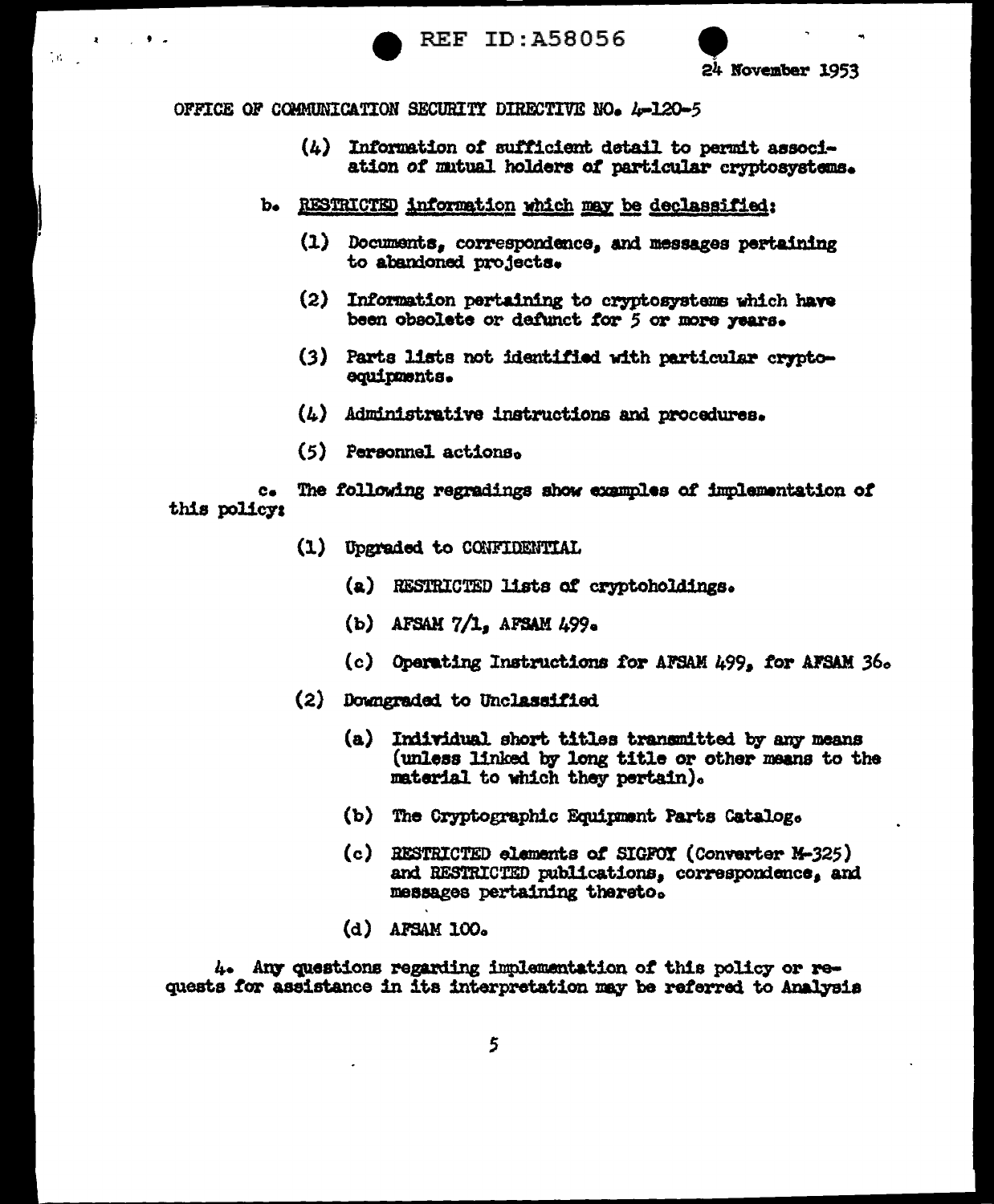OFFICE OF COMMUNICATION SECURITY DIRECTIVE NO. 4-120-5

(4) Information of sufficient detail to permit association of mutual holders of particular cryptosystems.

b. RESTRICTED information which may be declassified:

(1) Documents, correspondence, and messages pertaining to abandoned projects.

(2) Information pertaining to cryptosystems which have been obsolete or defunct for 5 or more years.

(3) Parts lists not identified with particular cryptoequipments.

(4) Administrative instructions and procedures.

(5) Personnel actions.

c. The following regradings show examples of implementation of this policy:

(1) Upgraded to CONFIDENTIAL

(a) RESTRICTED lists of cryptoholdings.

(b) AFSAM 7/1, AFSAM 499.

(c) Operating Instructions for AFSAM 499, for AFSAM 36.

(2) Downgraded to Unclassified

(a) Individual short titles transmitted by any means (unless linked by long title or other means to the material to which they pertain).

(b) The Cryptographic Equipment Parts Catalog.

(c) RESTRICTED elements of SIGFOY (Converter M-325) and RESTRICTED publications, correspondence, and messages pertaining thereto.

(d) AFSAM 100.

4. Any questions regarding implementation of this policy or requests for assistance in its interpretation may be referred to Analysis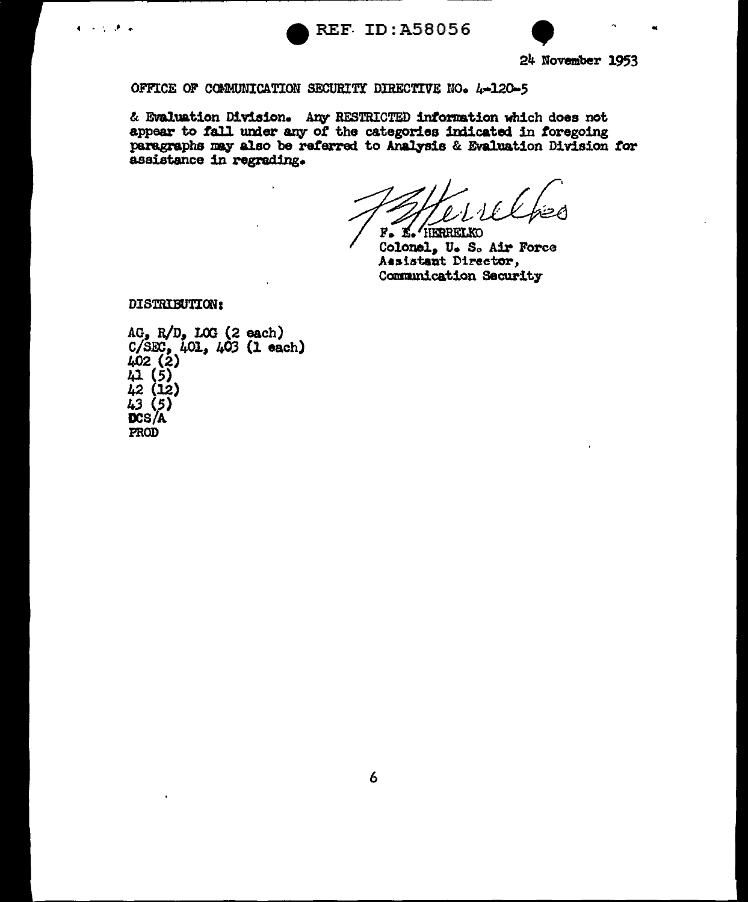REF ID:A58056

24 November 1953

OFFICE OF COMMUNICATION SECURITY DIRECTIVE NO. 4-120-5

& Evaluation Division. Any RESTRICTED information which does not appear to fall under any of the categories indicated in foregoing paragraphs may also be referred to Analysis & Evaluation Division for assistance in regrading.

F. E. HERRELKO
Colonel, U. S. Air Force
Assistant Director,
Communication Security

DISTRIBUTION:

AG, R/D, LOG (2 each)
C/SEC, 401, 403 (1 each)
402 (2)
41 (5)
42 (12)
43 (5)
DCS/A
PROD